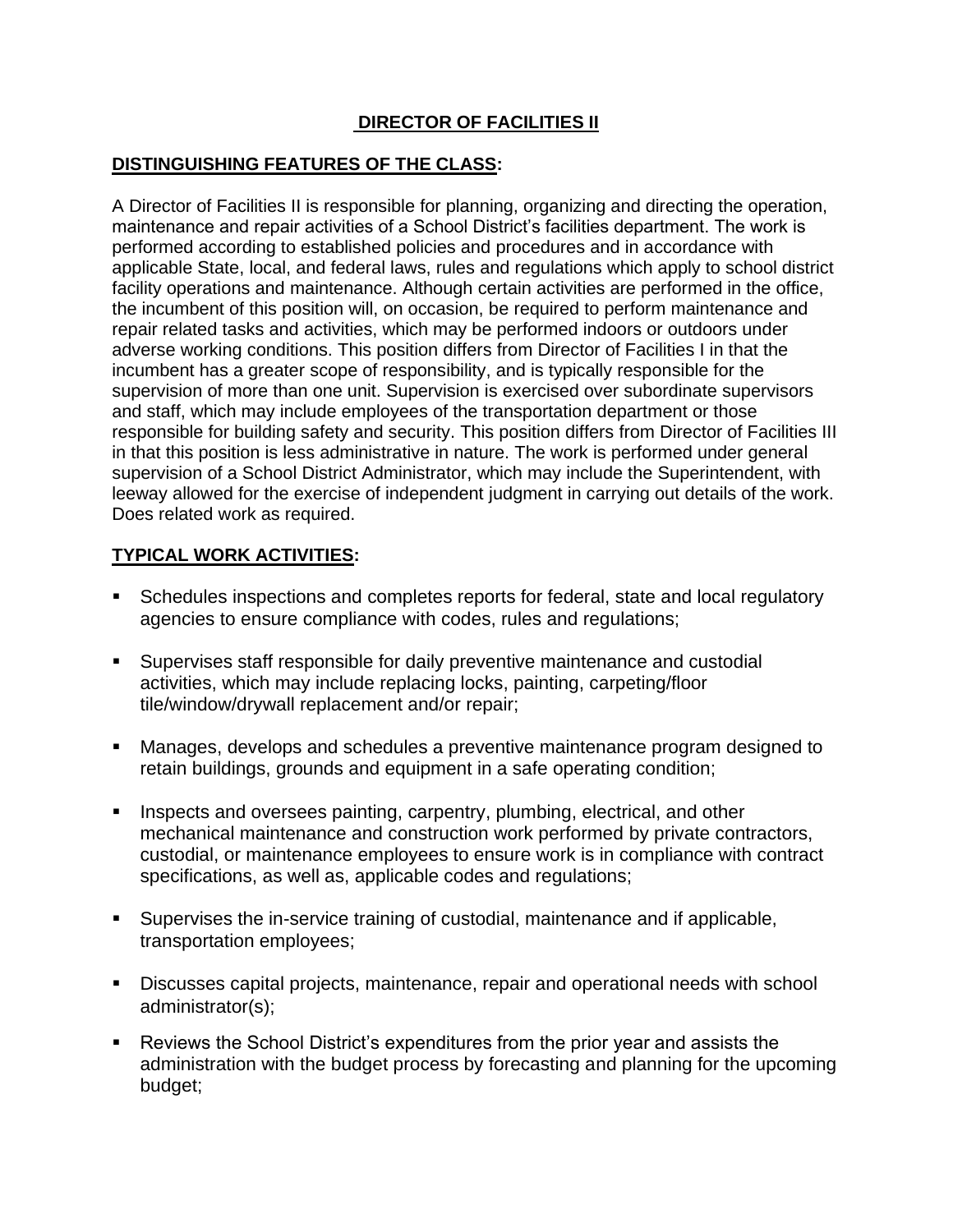# DIRECTOR OF FACILITIES II

## DISTINGUISHING FEATURES OF THE CLASS:

A Director of Facilities II is responsible for planning, organizing and directing the operation, maintenance and repair activities of a School District's facilities department. The work is performed according to established policies and procedures and in accordance with applicable State, local, and federal laws, rules and regulations which apply to school district facility operations and maintenance. Although certain activities are performed in the office, the incumbent of this position will, on occasion, be required to perform maintenance and repair related tasks and activities, which may be performed indoors or outdoors under adverse working conditions. This position differs from Director of Facilities I in that the incumbent has a greater scope of responsibility, and is typically responsible for the supervision of more than one unit. Supervision is exercised over subordinate supervisors and staff, which may include employees of the transportation department or those responsible for building safety and security. This position differs from Director of Facilities III in that this position is less administrative in nature. The work is performed under general supervision of a School District Administrator, which may include the Superintendent, with leeway allowed for the exercise of independent judgment in carrying out details of the work. Does related work as required.

## TYPICAL WORK ACTIVITIES:

- Schedules inspections and completes reports for federal, state and local regulatory agencies to ensure compliance with codes, rules and regulations;
- Supervises staff responsible for daily preventive maintenance and custodial activities, which may include replacing locks, painting, carpeting/floor tile/window/drywall replacement and/or repair;
- Manages, develops and schedules a preventive maintenance program designed to retain buildings, grounds and equipment in a safe operating condition;
- Inspects and oversees painting, carpentry, plumbing, electrical, and other mechanical maintenance and construction work performed by private contractors, custodial, or maintenance employees to ensure work is in compliance with contract specifications, as well as, applicable codes and regulations;
- Supervises the in-service training of custodial, maintenance and if applicable, transportation employees;
- Discusses capital projects, maintenance, repair and operational needs with school administrator(s);
- Reviews the School District's expenditures from the prior year and assists the administration with the budget process by forecasting and planning for the upcoming budget;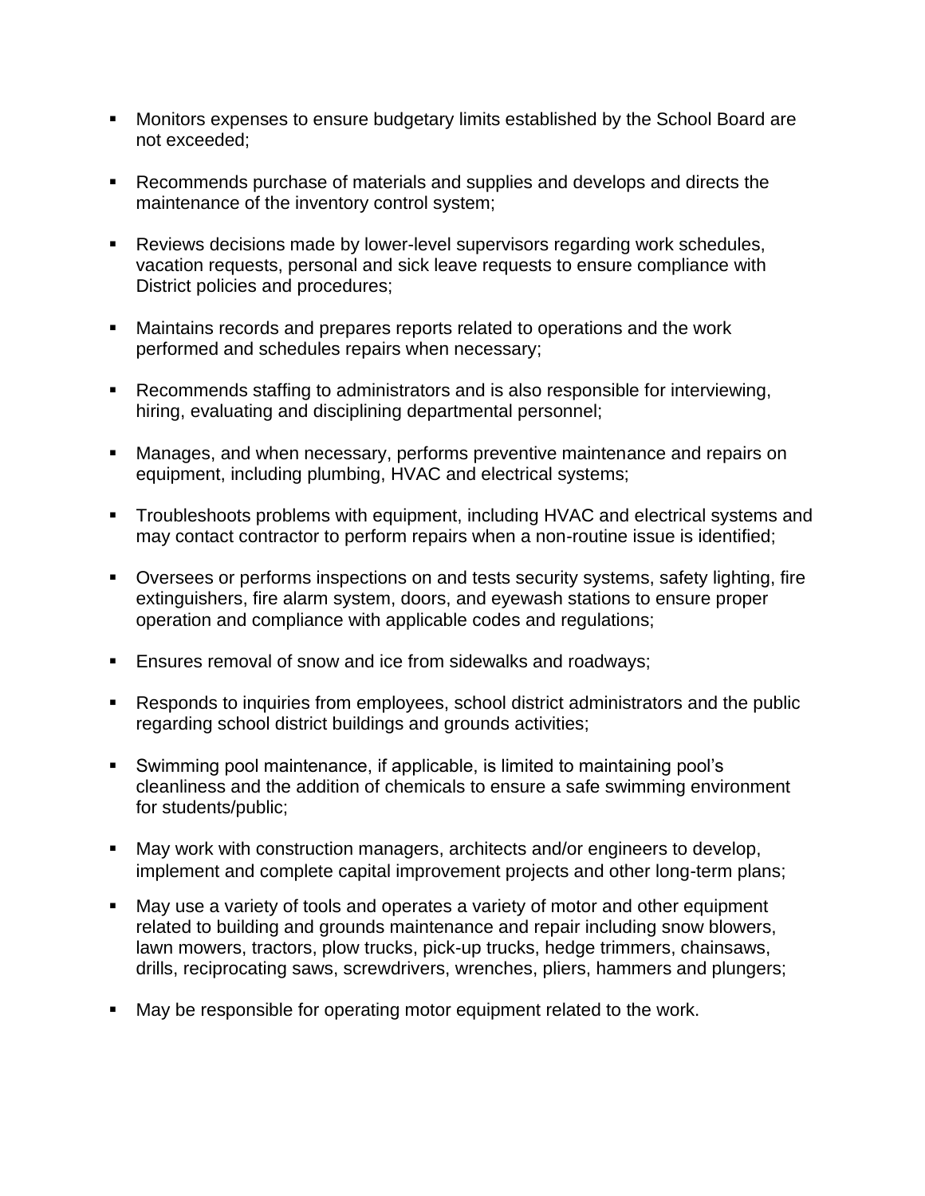- Monitors expenses to ensure budgetary limits established by the School Board are not exceeded;

- Recommends purchase of materials and supplies and develops and directs the maintenance of the inventory control system;

- Reviews decisions made by lower-level supervisors regarding work schedules, vacation requests, personal and sick leave requests to ensure compliance with District policies and procedures;

- Maintains records and prepares reports related to operations and the work performed and schedules repairs when necessary;

- Recommends staffing to administrators and is also responsible for interviewing, hiring, evaluating and disciplining departmental personnel;

- Manages, and when necessary, performs preventive maintenance and repairs on equipment, including plumbing, HVAC and electrical systems;

- Troubleshoots problems with equipment, including HVAC and electrical systems and may contact contractor to perform repairs when a non-routine issue is identified;

- Oversees or performs inspections on and tests security systems, safety lighting, fire extinguishers, fire alarm system, doors, and eyewash stations to ensure proper operation and compliance with applicable codes and regulations;

- Ensures removal of snow and ice from sidewalks and roadways;

- Responds to inquiries from employees, school district administrators and the public regarding school district buildings and grounds activities;

- Swimming pool maintenance, if applicable, is limited to maintaining pool's cleanliness and the addition of chemicals to ensure a safe swimming environment for students/public;

- May work with construction managers, architects and/or engineers to develop, implement and complete capital improvement projects and other long-term plans;

- May use a variety of tools and operates a variety of motor and other equipment related to building and grounds maintenance and repair including snow blowers, lawn mowers, tractors, plow trucks, pick-up trucks, hedge trimmers, chainsaws, drills, reciprocating saws, screwdrivers, wrenches, pliers, hammers and plungers;

- May be responsible for operating motor equipment related to the work.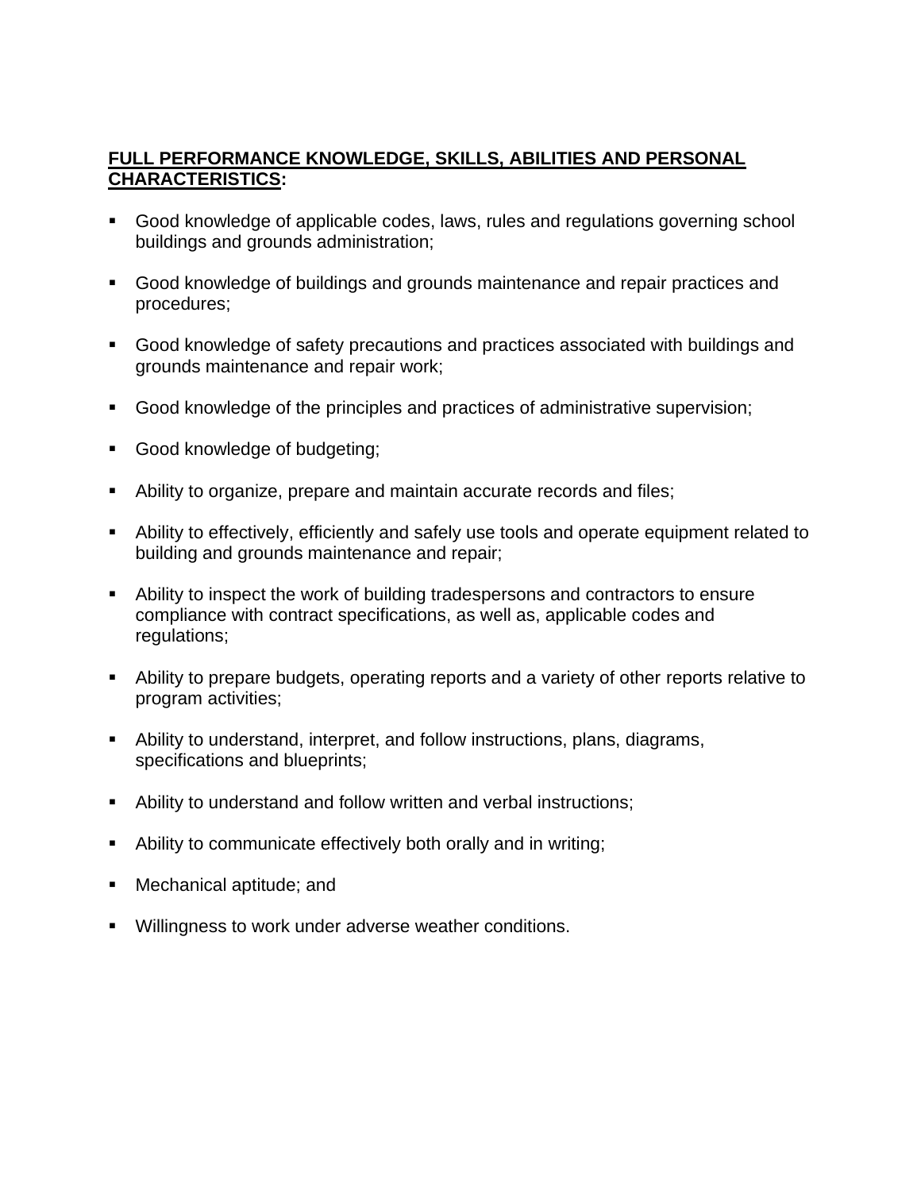**FULL PERFORMANCE KNOWLEDGE, SKILLS, ABILITIES AND PERSONAL CHARACTERISTICS:**

- Good knowledge of applicable codes, laws, rules and regulations governing school buildings and grounds administration;
- Good knowledge of buildings and grounds maintenance and repair practices and procedures;
- Good knowledge of safety precautions and practices associated with buildings and grounds maintenance and repair work;
- Good knowledge of the principles and practices of administrative supervision;
- Good knowledge of budgeting;
- Ability to organize, prepare and maintain accurate records and files;
- Ability to effectively, efficiently and safely use tools and operate equipment related to building and grounds maintenance and repair;
- Ability to inspect the work of building tradespersons and contractors to ensure compliance with contract specifications, as well as, applicable codes and regulations;
- Ability to prepare budgets, operating reports and a variety of other reports relative to program activities;
- Ability to understand, interpret, and follow instructions, plans, diagrams, specifications and blueprints;
- Ability to understand and follow written and verbal instructions;
- Ability to communicate effectively both orally and in writing;
- Mechanical aptitude; and
- Willingness to work under adverse weather conditions.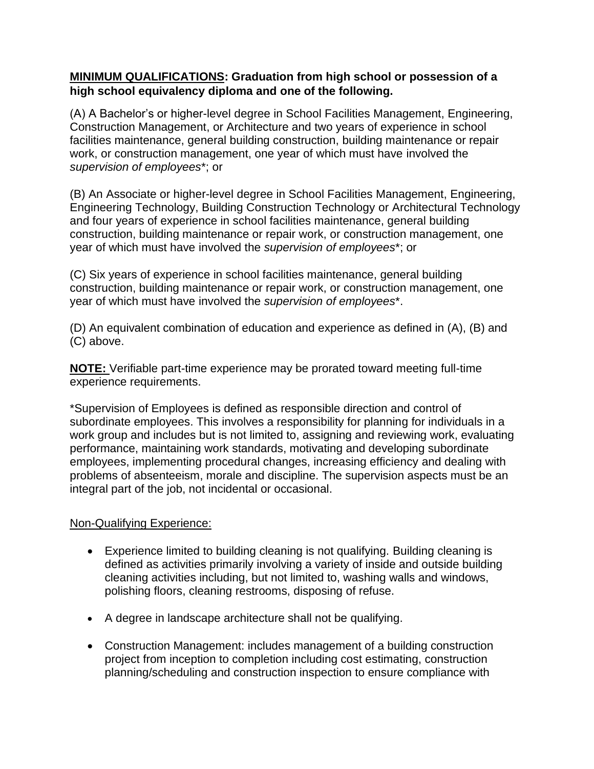**<u>MINIMUM QUALIFICATIONS</u>: Graduation from high school or possession of a high school equivalency diploma and one of the following.**

(A) A Bachelor's or higher-level degree in School Facilities Management, Engineering, Construction Management, or Architecture and two years of experience in school facilities maintenance, general building construction, building maintenance or repair work, or construction management, one year of which must have involved the *supervision of employees*\*; or

(B) An Associate or higher-level degree in School Facilities Management, Engineering, Engineering Technology, Building Construction Technology or Architectural Technology and four years of experience in school facilities maintenance, general building construction, building maintenance or repair work, or construction management, one year of which must have involved the *supervision of employees*\*; or

(C) Six years of experience in school facilities maintenance, general building construction, building maintenance or repair work, or construction management, one year of which must have involved the *supervision of employees*\*.

(D) An equivalent combination of education and experience as defined in (A), (B) and (C) above.

**<u>NOTE:</u>** Verifiable part-time experience may be prorated toward meeting full-time experience requirements.

\*Supervision of Employees is defined as responsible direction and control of subordinate employees. This involves a responsibility for planning for individuals in a work group and includes but is not limited to, assigning and reviewing work, evaluating performance, maintaining work standards, motivating and developing subordinate employees, implementing procedural changes, increasing efficiency and dealing with problems of absenteeism, morale and discipline. The supervision aspects must be an integral part of the job, not incidental or occasional.

<u>Non-Qualifying Experience:</u>

- Experience limited to building cleaning is not qualifying. Building cleaning is defined as activities primarily involving a variety of inside and outside building cleaning activities including, but not limited to, washing walls and windows, polishing floors, cleaning restrooms, disposing of refuse.
- A degree in landscape architecture shall not be qualifying.
- Construction Management: includes management of a building construction project from inception to completion including cost estimating, construction planning/scheduling and construction inspection to ensure compliance with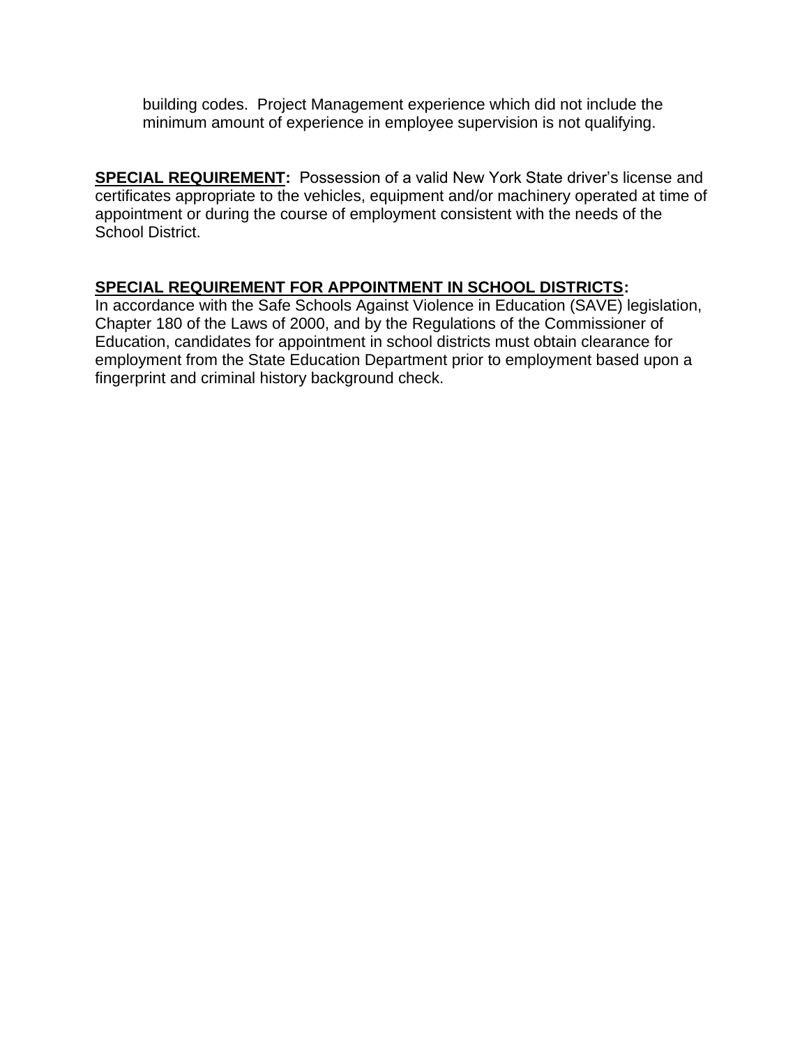building codes. Project Management experience which did not include the minimum amount of experience in employee supervision is not qualifying.

**SPECIAL REQUIREMENT:** Possession of a valid New York State driver's license and certificates appropriate to the vehicles, equipment and/or machinery operated at time of appointment or during the course of employment consistent with the needs of the School District.

**SPECIAL REQUIREMENT FOR APPOINTMENT IN SCHOOL DISTRICTS:**
In accordance with the Safe Schools Against Violence in Education (SAVE) legislation, Chapter 180 of the Laws of 2000, and by the Regulations of the Commissioner of Education, candidates for appointment in school districts must obtain clearance for employment from the State Education Department prior to employment based upon a fingerprint and criminal history background check.